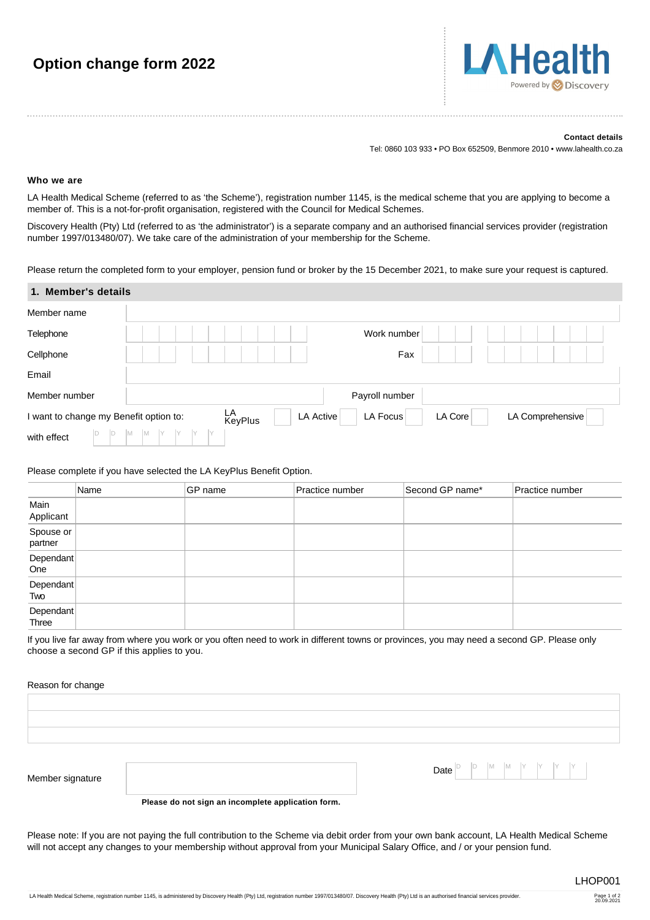# Option change form 2022

**Contact details**

Tel: 0860 103 933 • PO Box 652509, Benmore 2010 • www.lahealth.co.za

### Who we are

LA Health Medical Scheme (referred to as 'the Scheme'), registration number 1145, is the medical scheme that you are applying to become a member of. This is a not-for-profit organisation, registered with the Council for Medical Schemes.

Discovery Health (Pty) Ltd (referred to as 'the administrator') is a separate company and an authorised financial services provider (registration number 1997/013480/07). We take care of the administration of your membership for the Scheme.

Please return the completed form to your employer, pension fund or broker by the 15 December 2021, to make sure your request is captured.

## 1. Member's details

Member name

Telephone | Work number

Cellphone | Fax

Email

Member number | Payroll number

I want to change my Benefit option to: LA KeyPlus ☐ LA Active ☐ LA Focus ☐ LA Core ☐ LA Comprehensive ☐

with effect D D M M Y Y Y Y

Please complete if you have selected the LA KeyPlus Benefit Option.

| | Name | GP name | Practice number | Second GP name* | Practice number |
|---|---|---|---|---|---|
| Main Applicant | | | | | |
| Spouse or partner | | | | | |
| Dependant One | | | | | |
| Dependant Two | | | | | |
| Dependant Three | | | | | |

If you live far away from where you work or you often need to work in different towns or provinces, you may need a second GP. Please only choose a second GP if this applies to you.

Reason for change

Member signature

Date D D M M Y Y Y Y

**Please do not sign an incomplete application form.**

Please note: If you are not paying the full contribution to the Scheme via debit order from your own bank account, LA Health Medical Scheme will not accept any changes to your membership without approval from your Municipal Salary Office, and / or your pension fund.

LHOP001

LA Health Medical Scheme, registration number 1145, is administered by Discovery Health (Pty) Ltd, registration number 1997/013480/07. Discovery Health (Pty) Ltd is an authorised financial services provider.

20.09.2021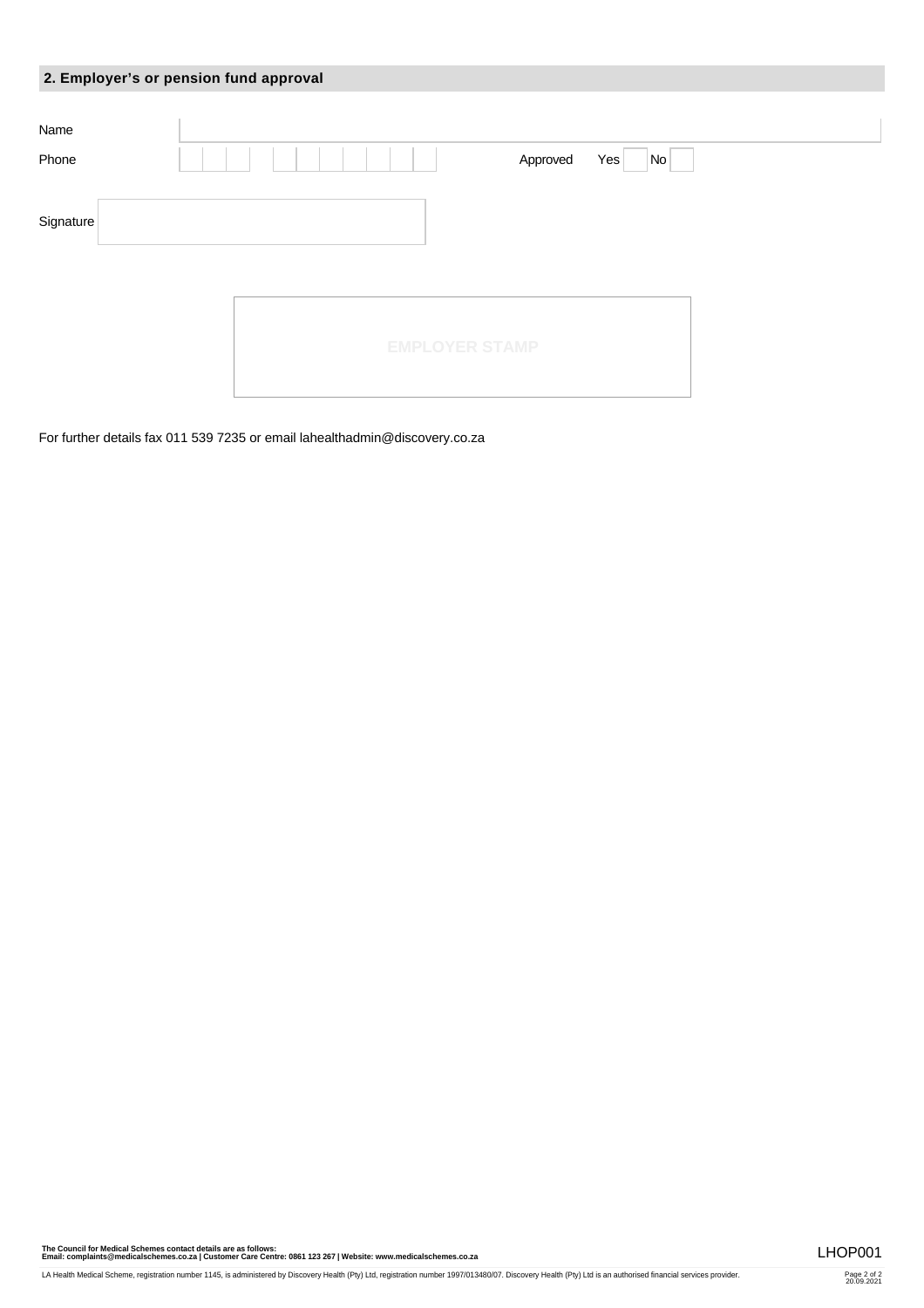## 2. Employer's or pension fund approval

Name

Phone

Approved Yes No

Signature

EMPLOYER STAMP

For further details fax 011 539 7235 or email lahealthadmin@discovery.co.za

**The Council for Medical Schemes contact details are as follows:**
**Email: complaints@medicalschemes.co.za | Customer Care Centre: 0861 123 267 | Website: www.medicalschemes.co.za**

LHOP001

LA Health Medical Scheme, registration number 1145, is administered by Discovery Health (Pty) Ltd, registration number 1997/013480/07. Discovery Health (Pty) Ltd is an authorised financial services provider.

20.09.2021